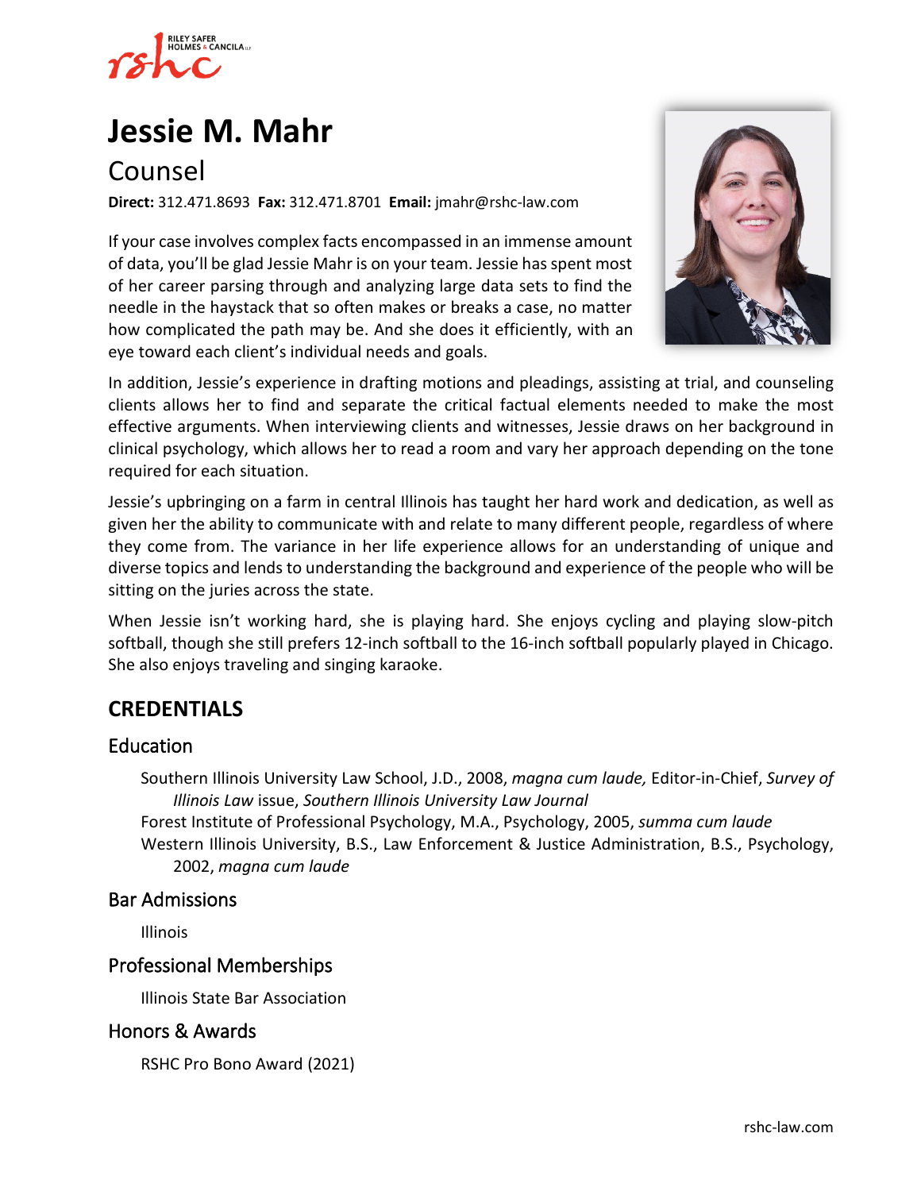# Jessie M. Mahr

## Counsel

**Direct:** 312.471.8693 **Fax:** 312.471.8701 **Email:** jmahr@rshc-law.com

If your case involves complex facts encompassed in an immense amount of data, you'll be glad Jessie Mahr is on your team. Jessie has spent most of her career parsing through and analyzing large data sets to find the needle in the haystack that so often makes or breaks a case, no matter how complicated the path may be. And she does it efficiently, with an eye toward each client's individual needs and goals.

In addition, Jessie's experience in drafting motions and pleadings, assisting at trial, and counseling clients allows her to find and separate the critical factual elements needed to make the most effective arguments. When interviewing clients and witnesses, Jessie draws on her background in clinical psychology, which allows her to read a room and vary her approach depending on the tone required for each situation.

Jessie's upbringing on a farm in central Illinois has taught her hard work and dedication, as well as given her the ability to communicate with and relate to many different people, regardless of where they come from. The variance in her life experience allows for an understanding of unique and diverse topics and lends to understanding the background and experience of the people who will be sitting on the juries across the state.

When Jessie isn't working hard, she is playing hard. She enjoys cycling and playing slow-pitch softball, though she still prefers 12-inch softball to the 16-inch softball popularly played in Chicago. She also enjoys traveling and singing karaoke.

## CREDENTIALS

### Education

Southern Illinois University Law School, J.D., 2008, *magna cum laude,* Editor-in-Chief, *Survey of Illinois Law* issue, *Southern Illinois University Law Journal*

Forest Institute of Professional Psychology, M.A., Psychology, 2005, *summa cum laude*

Western Illinois University, B.S., Law Enforcement & Justice Administration, B.S., Psychology, 2002, *magna cum laude*

### Bar Admissions

Illinois

### Professional Memberships

Illinois State Bar Association

### Honors & Awards

RSHC Pro Bono Award (2021)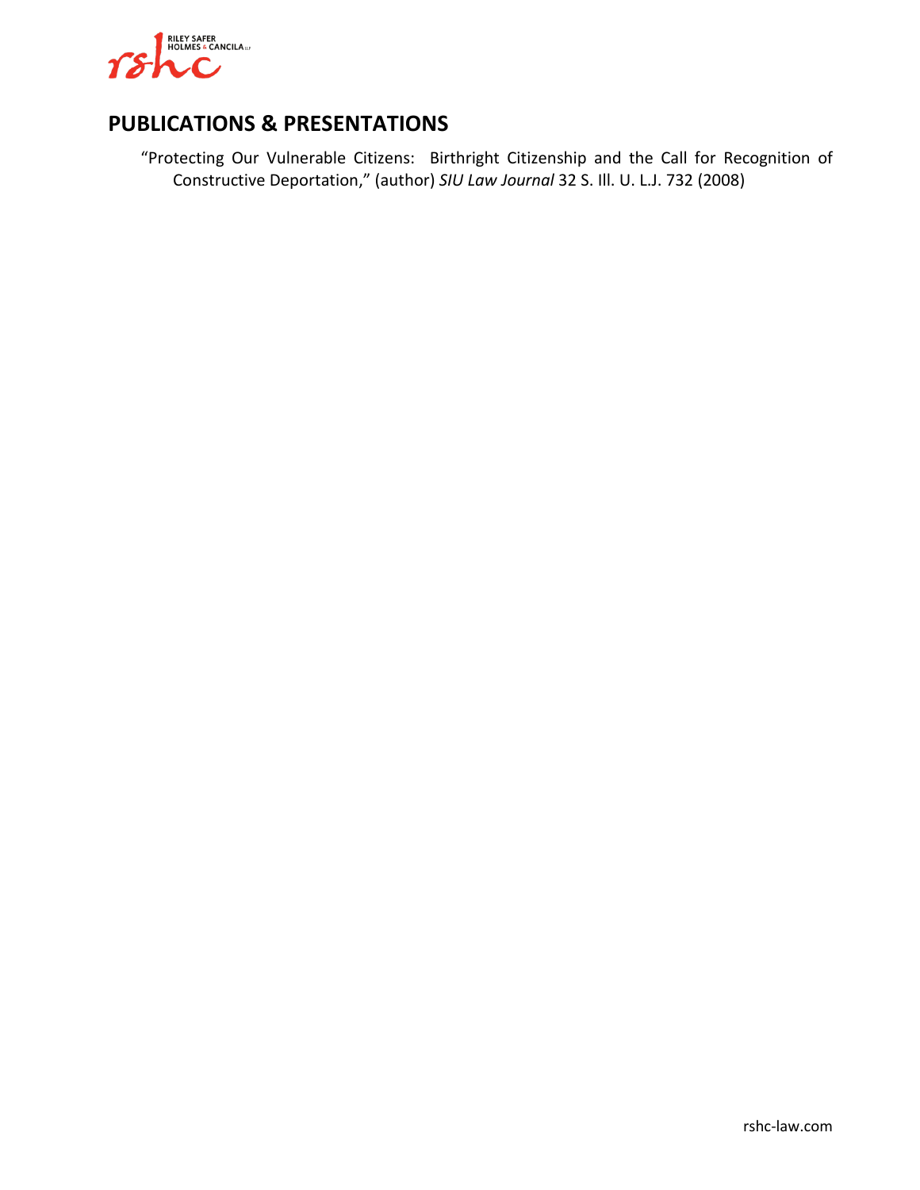## PUBLICATIONS & PRESENTATIONS

"Protecting Our Vulnerable Citizens: Birthright Citizenship and the Call for Recognition of Constructive Deportation," (author) *SIU Law Journal* 32 S. Ill. U. L.J. 732 (2008)